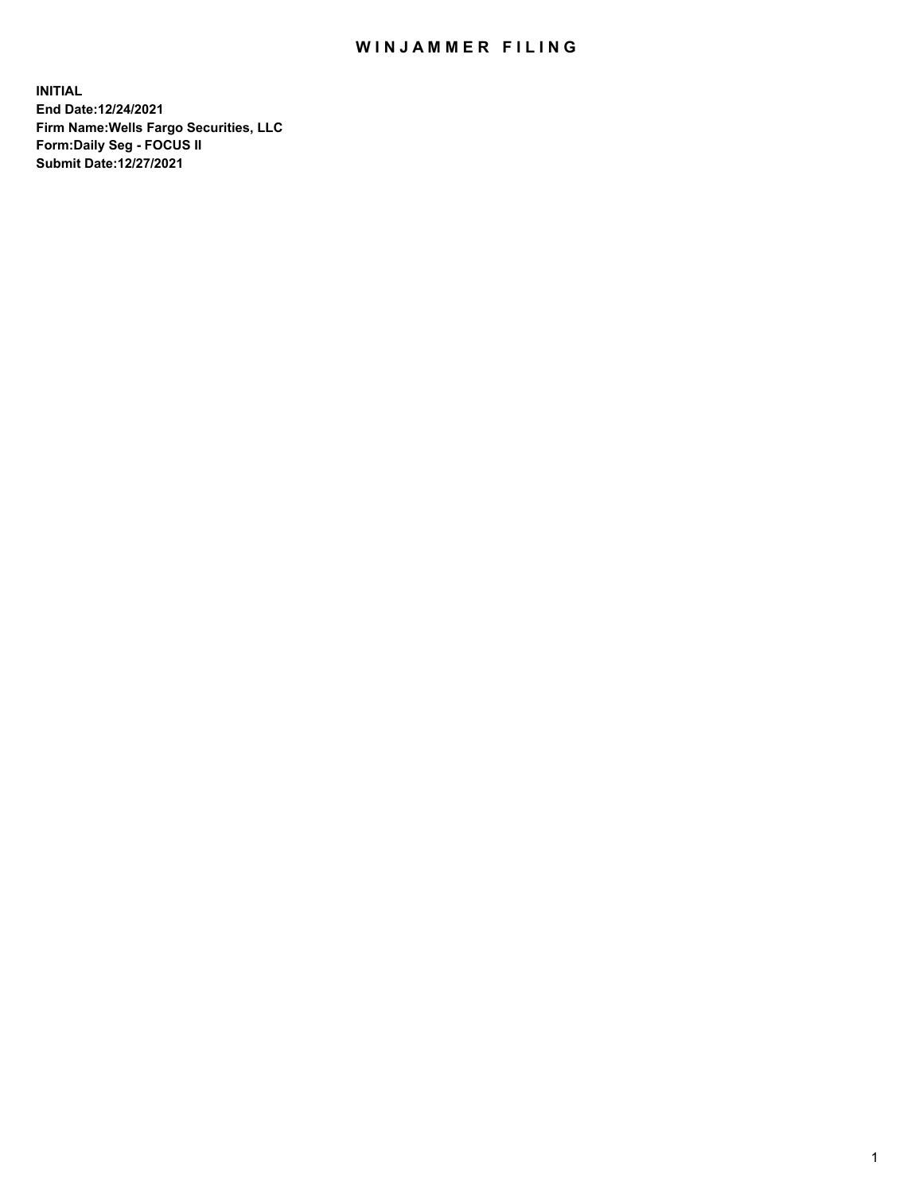# WINJAMMER FILING

**INITIAL**
**End Date:12/24/2021**
**Firm Name:Wells Fargo Securities, LLC**
**Form:Daily Seg - FOCUS II**
**Submit Date:12/27/2021**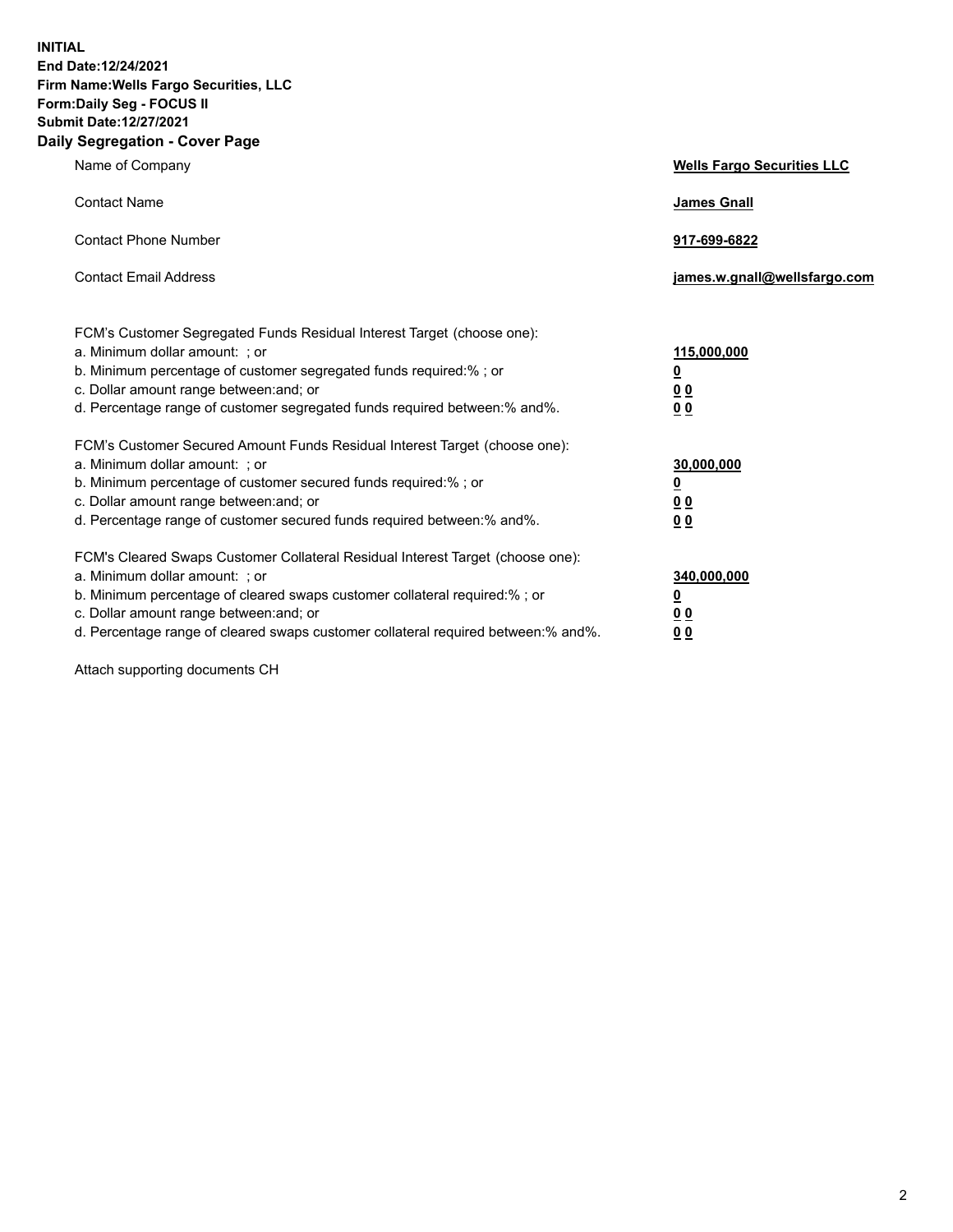**INITIAL**
**End Date:12/24/2021**
**Firm Name:Wells Fargo Securities, LLC**
**Form:Daily Seg - FOCUS II**
**Submit Date:12/27/2021**

## Daily Segregation - Cover Page

| | |
|---|---|
| Name of Company | **Wells Fargo Securities LLC** |
| Contact Name | **James Gnall** |
| Contact Phone Number | **917-699-6822** |
| Contact Email Address | **james.w.gnall@wellsfargo.com** |

| | |
|---|---|
| FCM's Customer Segregated Funds Residual Interest Target (choose one): | |
| a. Minimum dollar amount: ; or | **115,000,000** |
| b. Minimum percentage of customer segregated funds required:% ; or | **0** |
| c. Dollar amount range between:and; or | **0 0** |
| d. Percentage range of customer segregated funds required between:% and%. | **0 0** |
| FCM's Customer Secured Amount Funds Residual Interest Target (choose one): | |
| a. Minimum dollar amount: ; or | **30,000,000** |
| b. Minimum percentage of customer secured funds required:% ; or | **0** |
| c. Dollar amount range between:and; or | **0 0** |
| d. Percentage range of customer secured funds required between:% and%. | **0 0** |
| FCM's Cleared Swaps Customer Collateral Residual Interest Target (choose one): | |
| a. Minimum dollar amount: ; or | **340,000,000** |
| b. Minimum percentage of cleared swaps customer collateral required:% ; or | **0** |
| c. Dollar amount range between:and; or | **0 0** |
| d. Percentage range of cleared swaps customer collateral required between:% and%. | **0 0** |

Attach supporting documents CH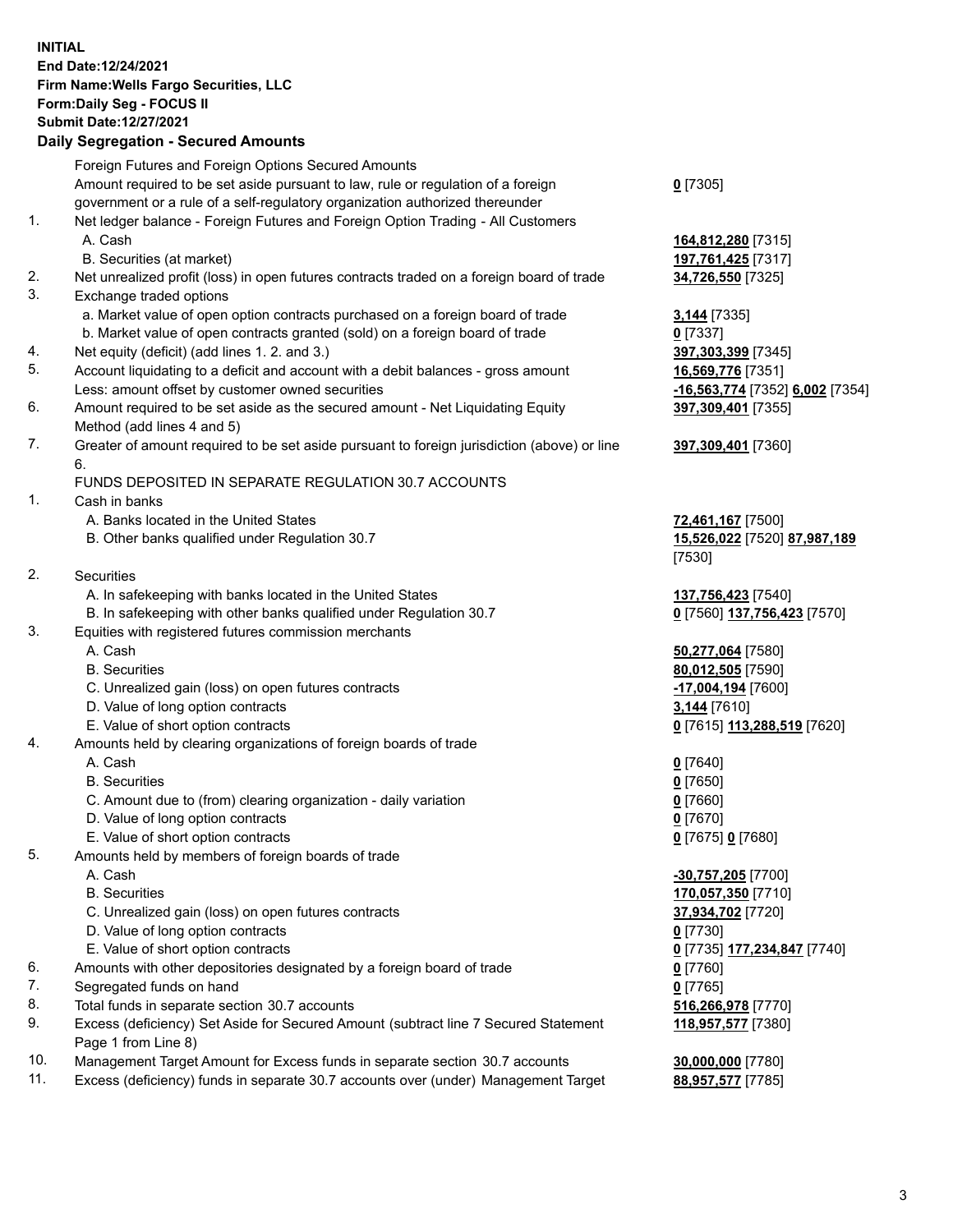**INITIAL**
**End Date:12/24/2021**
**Firm Name:Wells Fargo Securities, LLC**
**Form:Daily Seg - FOCUS II**
**Submit Date:12/27/2021**

## Daily Segregation - Secured Amounts

| | | |
|---|---|---|
| | Foreign Futures and Foreign Options Secured Amounts | |
| | Amount required to be set aside pursuant to law, rule or regulation of a foreign government or a rule of a self-regulatory organization authorized thereunder | **0** [7305] |
| 1. | Net ledger balance - Foreign Futures and Foreign Option Trading - All Customers | |
| | A. Cash | **164,812,280** [7315] |
| | B. Securities (at market) | **197,761,425** [7317] |
| 2. | Net unrealized profit (loss) in open futures contracts traded on a foreign board of trade | **34,726,550** [7325] |
| 3. | Exchange traded options | |
| | a. Market value of open option contracts purchased on a foreign board of trade | **3,144** [7335] |
| | b. Market value of open contracts granted (sold) on a foreign board of trade | **0** [7337] |
| 4. | Net equity (deficit) (add lines 1. 2. and 3.) | **397,303,399** [7345] |
| 5. | Account liquidating to a deficit and account with a debit balances - gross amount | **16,569,776** [7351] |
| | Less: amount offset by customer owned securities | **-16,563,774** [7352] **6,002** [7354] |
| 6. | Amount required to be set aside as the secured amount - Net Liquidating Equity Method (add lines 4 and 5) | **397,309,401** [7355] |
| 7. | Greater of amount required to be set aside pursuant to foreign jurisdiction (above) or line 6. | **397,309,401** [7360] |
| | FUNDS DEPOSITED IN SEPARATE REGULATION 30.7 ACCOUNTS | |
| 1. | Cash in banks | |
| | A. Banks located in the United States | **72,461,167** [7500] |
| | B. Other banks qualified under Regulation 30.7 | **15,526,022** [7520] **87,987,189** [7530] |
| 2. | Securities | |
| | A. In safekeeping with banks located in the United States | **137,756,423** [7540] |
| | B. In safekeeping with other banks qualified under Regulation 30.7 | **0** [7560] **137,756,423** [7570] |
| 3. | Equities with registered futures commission merchants | |
| | A. Cash | **50,277,064** [7580] |
| | B. Securities | **80,012,505** [7590] |
| | C. Unrealized gain (loss) on open futures contracts | **-17,004,194** [7600] |
| | D. Value of long option contracts | **3,144** [7610] |
| | E. Value of short option contracts | **0** [7615] **113,288,519** [7620] |
| 4. | Amounts held by clearing organizations of foreign boards of trade | |
| | A. Cash | **0** [7640] |
| | B. Securities | **0** [7650] |
| | C. Amount due to (from) clearing organization - daily variation | **0** [7660] |
| | D. Value of long option contracts | **0** [7670] |
| | E. Value of short option contracts | **0** [7675] **0** [7680] |
| 5. | Amounts held by members of foreign boards of trade | |
| | A. Cash | **-30,757,205** [7700] |
| | B. Securities | **170,057,350** [7710] |
| | C. Unrealized gain (loss) on open futures contracts | **37,934,702** [7720] |
| | D. Value of long option contracts | **0** [7730] |
| | E. Value of short option contracts | **0** [7735] **177,234,847** [7740] |
| 6. | Amounts with other depositories designated by a foreign board of trade | **0** [7760] |
| 7. | Segregated funds on hand | **0** [7765] |
| 8. | Total funds in separate section 30.7 accounts | **516,266,978** [7770] |
| 9. | Excess (deficiency) Set Aside for Secured Amount (subtract line 7 Secured Statement Page 1 from Line 8) | **118,957,577** [7380] |
| 10. | Management Target Amount for Excess funds in separate section 30.7 accounts | **30,000,000** [7780] |
| 11. | Excess (deficiency) funds in separate 30.7 accounts over (under) Management Target | **88,957,577** [7785] |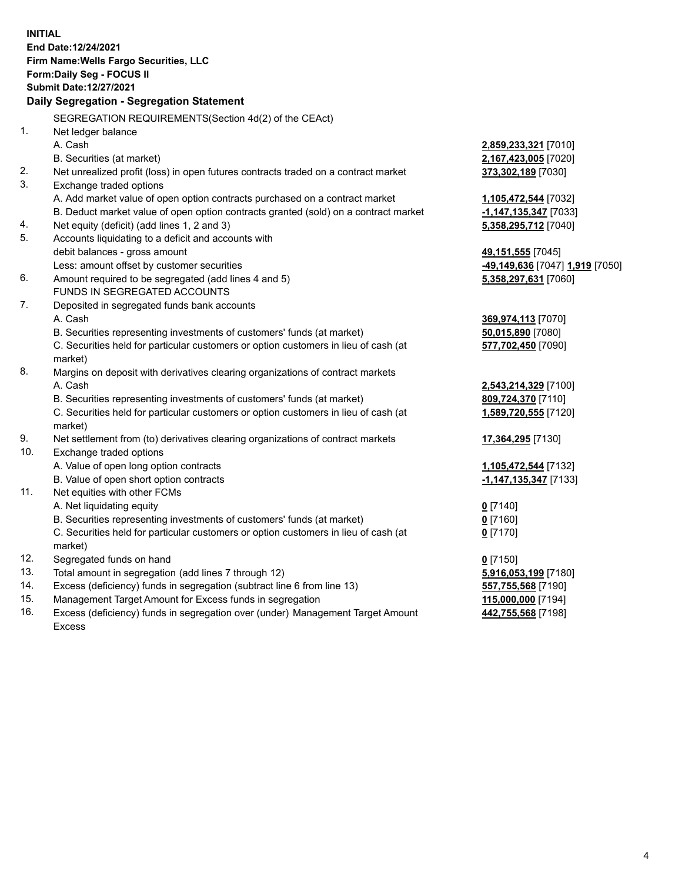**INITIAL**
**End Date:12/24/2021**
**Firm Name:Wells Fargo Securities, LLC**
**Form:Daily Seg - FOCUS II**
**Submit Date:12/27/2021**

**Daily Segregation - Segregation Statement**

SEGREGATION REQUIREMENTS(Section 4d(2) of the CEAct)

| | | |
|---|---|---|
| 1. | Net ledger balance | |
| | A. Cash | **2,859,233,321** [7010] |
| | B. Securities (at market) | **2,167,423,005** [7020] |
| 2. | Net unrealized profit (loss) in open futures contracts traded on a contract market | **373,302,189** [7030] |
| 3. | Exchange traded options | |
| | A. Add market value of open option contracts purchased on a contract market | **1,105,472,544** [7032] |
| | B. Deduct market value of open option contracts granted (sold) on a contract market | **-1,147,135,347** [7033] |
| 4. | Net equity (deficit) (add lines 1, 2 and 3) | **5,358,295,712** [7040] |
| 5. | Accounts liquidating to a deficit and accounts with | |
| | debit balances - gross amount | **49,151,555** [7045] |
| | Less: amount offset by customer securities | **-49,149,636** [7047] **1,919** [7050] |
| 6. | Amount required to be segregated (add lines 4 and 5) | **5,358,297,631** [7060] |
| | FUNDS IN SEGREGATED ACCOUNTS | |
| 7. | Deposited in segregated funds bank accounts | |
| | A. Cash | **369,974,113** [7070] |
| | B. Securities representing investments of customers' funds (at market) | **50,015,890** [7080] |
| | C. Securities held for particular customers or option customers in lieu of cash (at market) | **577,702,450** [7090] |
| 8. | Margins on deposit with derivatives clearing organizations of contract markets | |
| | A. Cash | **2,543,214,329** [7100] |
| | B. Securities representing investments of customers' funds (at market) | **809,724,370** [7110] |
| | C. Securities held for particular customers or option customers in lieu of cash (at market) | **1,589,720,555** [7120] |
| 9. | Net settlement from (to) derivatives clearing organizations of contract markets | **17,364,295** [7130] |
| 10. | Exchange traded options | |
| | A. Value of open long option contracts | **1,105,472,544** [7132] |
| | B. Value of open short option contracts | **-1,147,135,347** [7133] |
| 11. | Net equities with other FCMs | |
| | A. Net liquidating equity | **0** [7140] |
| | B. Securities representing investments of customers' funds (at market) | **0** [7160] |
| | C. Securities held for particular customers or option customers in lieu of cash (at market) | **0** [7170] |
| 12. | Segregated funds on hand | **0** [7150] |
| 13. | Total amount in segregation (add lines 7 through 12) | **5,916,053,199** [7180] |
| 14. | Excess (deficiency) funds in segregation (subtract line 6 from line 13) | **557,755,568** [7190] |
| 15. | Management Target Amount for Excess funds in segregation | **115,000,000** [7194] |
| 16. | Excess (deficiency) funds in segregation over (under) Management Target Amount Excess | **442,755,568** [7198] |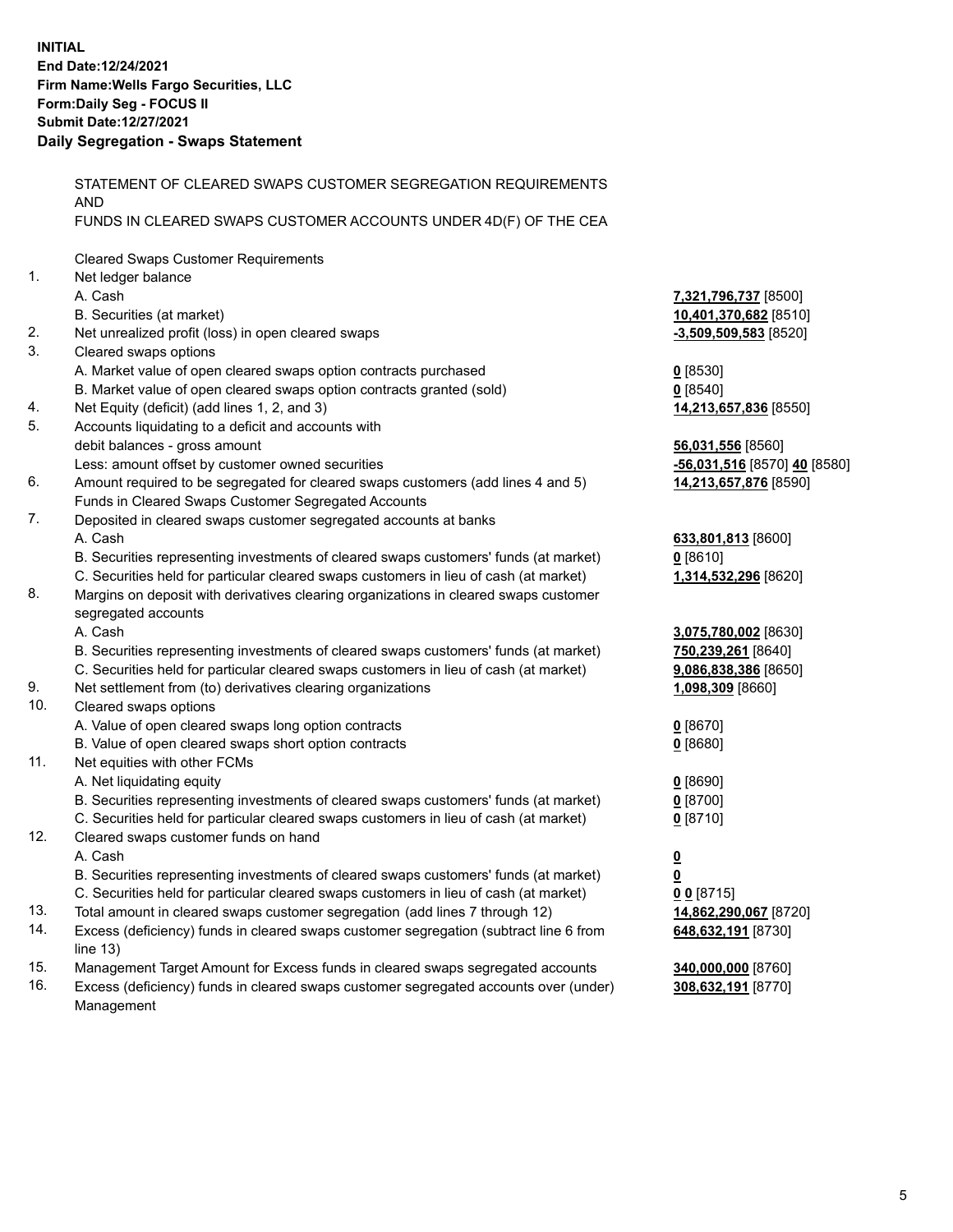**INITIAL**
**End Date:12/24/2021**
**Firm Name:Wells Fargo Securities, LLC**
**Form:Daily Seg - FOCUS II**
**Submit Date:12/27/2021**
**Daily Segregation - Swaps Statement**

STATEMENT OF CLEARED SWAPS CUSTOMER SEGREGATION REQUIREMENTS AND FUNDS IN CLEARED SWAPS CUSTOMER ACCOUNTS UNDER 4D(F) OF THE CEA

| | | |
|---|---|---|
| | Cleared Swaps Customer Requirements | |
| 1. | Net ledger balance | |
| | A. Cash | **7,321,796,737** [8500] |
| | B. Securities (at market) | **10,401,370,682** [8510] |
| 2. | Net unrealized profit (loss) in open cleared swaps | **-3,509,509,583** [8520] |
| 3. | Cleared swaps options | |
| | A. Market value of open cleared swaps option contracts purchased | **0** [8530] |
| | B. Market value of open cleared swaps option contracts granted (sold) | **0** [8540] |
| 4. | Net Equity (deficit) (add lines 1, 2, and 3) | **14,213,657,836** [8550] |
| 5. | Accounts liquidating to a deficit and accounts with debit balances - gross amount | **56,031,556** [8560] |
| | Less: amount offset by customer owned securities | **-56,031,516** [8570] **40** [8580] |
| 6. | Amount required to be segregated for cleared swaps customers (add lines 4 and 5) | **14,213,657,876** [8590] |
| | Funds in Cleared Swaps Customer Segregated Accounts | |
| 7. | Deposited in cleared swaps customer segregated accounts at banks | |
| | A. Cash | **633,801,813** [8600] |
| | B. Securities representing investments of cleared swaps customers' funds (at market) | **0** [8610] |
| | C. Securities held for particular cleared swaps customers in lieu of cash (at market) | **1,314,532,296** [8620] |
| 8. | Margins on deposit with derivatives clearing organizations in cleared swaps customer segregated accounts | |
| | A. Cash | **3,075,780,002** [8630] |
| | B. Securities representing investments of cleared swaps customers' funds (at market) | **750,239,261** [8640] |
| | C. Securities held for particular cleared swaps customers in lieu of cash (at market) | **9,086,838,386** [8650] |
| 9. | Net settlement from (to) derivatives clearing organizations | **1,098,309** [8660] |
| 10. | Cleared swaps options | |
| | A. Value of open cleared swaps long option contracts | **0** [8670] |
| | B. Value of open cleared swaps short option contracts | **0** [8680] |
| 11. | Net equities with other FCMs | |
| | A. Net liquidating equity | **0** [8690] |
| | B. Securities representing investments of cleared swaps customers' funds (at market) | **0** [8700] |
| | C. Securities held for particular cleared swaps customers in lieu of cash (at market) | **0** [8710] |
| 12. | Cleared swaps customer funds on hand | |
| | A. Cash | **0** |
| | B. Securities representing investments of cleared swaps customers' funds (at market) | **0** |
| | C. Securities held for particular cleared swaps customers in lieu of cash (at market) | **0** **0** [8715] |
| 13. | Total amount in cleared swaps customer segregation (add lines 7 through 12) | **14,862,290,067** [8720] |
| 14. | Excess (deficiency) funds in cleared swaps customer segregation (subtract line 6 from line 13) | **648,632,191** [8730] |
| 15. | Management Target Amount for Excess funds in cleared swaps segregated accounts | **340,000,000** [8760] |
| 16. | Excess (deficiency) funds in cleared swaps customer segregated accounts over (under) Management | **308,632,191** [8770] |